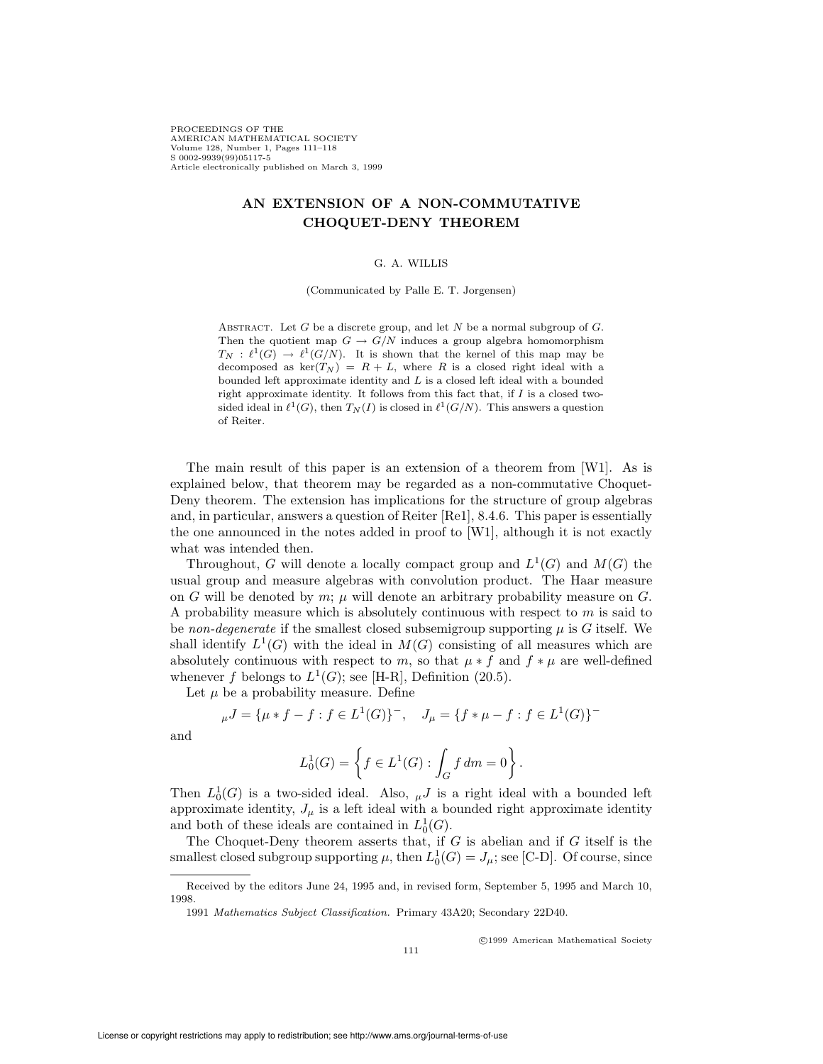# AN EXTENSION OF A NON-COMMUTATIVE CHOQUET-DENY THEOREM

G. A. WILLIS

(Communicated by Palle E. T. Jorgensen)

ABSTRACT. Let $G$ be a discrete group, and let $N$ be a normal subgroup of $G$. Then the quotient map $G \to G/N$ induces a group algebra homomorphism $T_N : \ell^1(G) \to \ell^1(G/N)$. It is shown that the kernel of this map may be decomposed as $\ker(T_N) = R + L$, where $R$ is a closed right ideal with a bounded left approximate identity and $L$ is a closed left ideal with a bounded right approximate identity. It follows from this fact that, if $I$ is a closed two-sided ideal in $\ell^1(G)$, then $T_N(I)$ is closed in $\ell^1(G/N)$. This answers a question of Reiter.

The main result of this paper is an extension of a theorem from [W1]. As is explained below, that theorem may be regarded as a non-commutative Choquet-Deny theorem. The extension has implications for the structure of group algebras and, in particular, answers a question of Reiter [Re1], 8.4.6. This paper is essentially the one announced in the notes added in proof to [W1], although it is not exactly what was intended then.

Throughout, $G$ will denote a locally compact group and $L^1(G)$ and $M(G)$ the usual group and measure algebras with convolution product. The Haar measure on $G$ will be denoted by $m$; $\mu$ will denote an arbitrary probability measure on $G$. A probability measure which is absolutely continuous with respect to $m$ is said to be *non-degenerate* if the smallest closed subsemigroup supporting $\mu$ is $G$ itself. We shall identify $L^1(G)$ with the ideal in $M(G)$ consisting of all measures which are absolutely continuous with respect to $m$, so that $\mu * f$ and $f * \mu$ are well-defined whenever $f$ belongs to $L^1(G)$; see [H-R], Definition (20.5).

Let $\mu$ be a probability measure. Define

$$_{\mu}J = \{\mu * f - f : f \in L^1(G)\}^-, \quad J_\mu = \{f * \mu - f : f \in L^1(G)\}^-$$

and

$$L_0^1(G) = \left\{ f \in L^1(G) : \int_G f \, dm = 0 \right\}.$$

Then $L_0^1(G)$ is a two-sided ideal. Also, $_{\mu}J$ is a right ideal with a bounded left approximate identity, $J_\mu$ is a left ideal with a bounded right approximate identity and both of these ideals are contained in $L_0^1(G)$.

The Choquet-Deny theorem asserts that, if $G$ is abelian and if $G$ itself is the smallest closed subgroup supporting $\mu$, then $L_0^1(G) = J_\mu$; see [C-D]. Of course, since

---

Received by the editors June 24, 1995 and, in revised form, September 5, 1995 and March 10, 1998.

1991 *Mathematics Subject Classification.* Primary 43A20; Secondary 22D40.

©1999 American Mathematical Society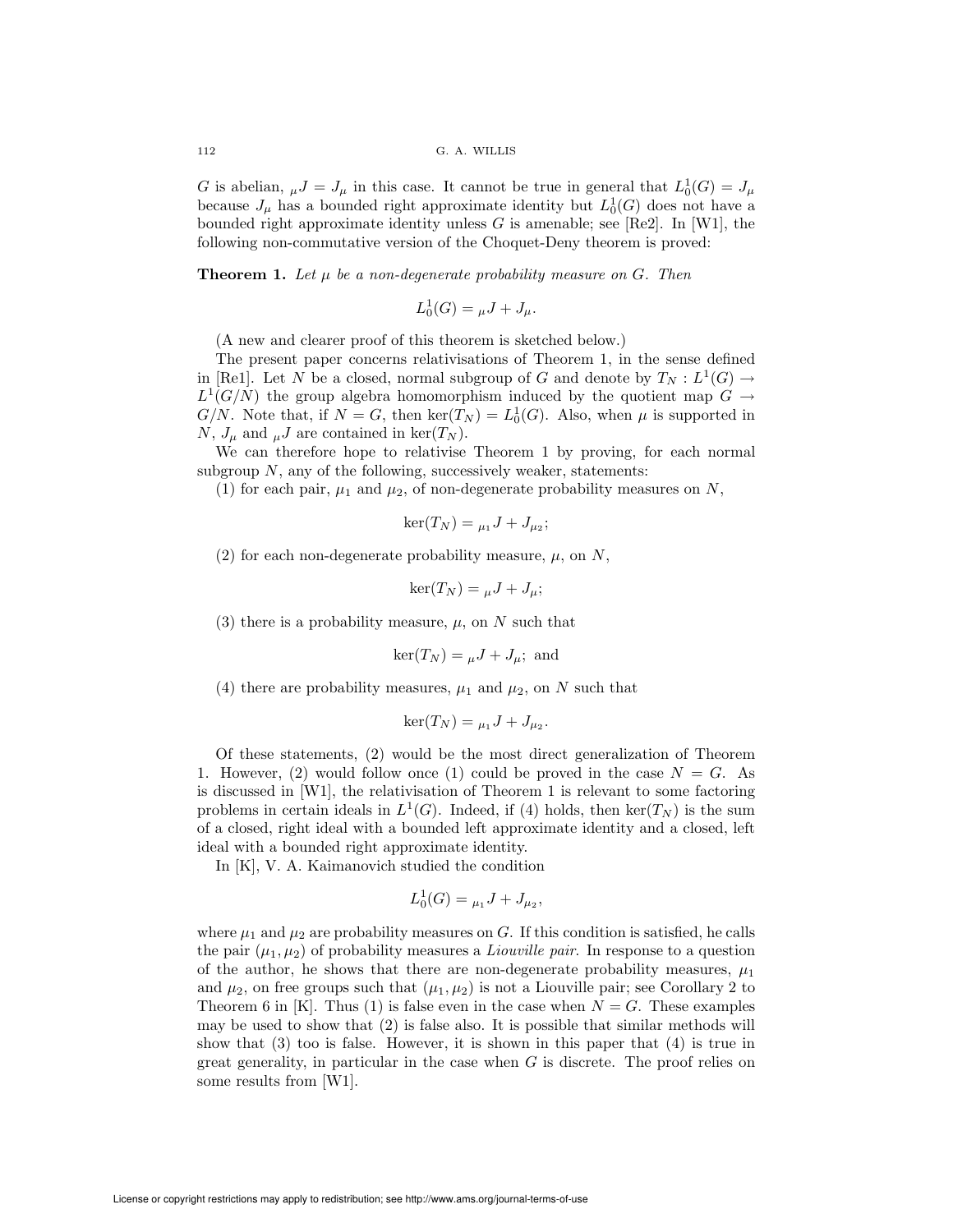$G$ is abelian, ${}_\mu J = J_\mu$ in this case. It cannot be true in general that $L^1_0(G) = J_\mu$ because $J_\mu$ has a bounded right approximate identity but $L^1_0(G)$ does not have a bounded right approximate identity unless $G$ is amenable; see [Re2]. In [W1], the following non-commutative version of the Choquet-Deny theorem is proved:

**Theorem 1.** *Let $\mu$ be a non-degenerate probability measure on $G$. Then*

$$L^1_0(G) = {}_\mu J + J_\mu.$$

(A new and clearer proof of this theorem is sketched below.)

The present paper concerns relativisations of Theorem 1, in the sense defined in [Re1]. Let $N$ be a closed, normal subgroup of $G$ and denote by $T_N : L^1(G) \to L^1(G/N)$ the group algebra homomorphism induced by the quotient map $G \to G/N$. Note that, if $N = G$, then $\ker(T_N) = L^1_0(G)$. Also, when $\mu$ is supported in $N$, $J_\mu$ and ${}_\mu J$ are contained in $\ker(T_N)$.

We can therefore hope to relativise Theorem 1 by proving, for each normal subgroup $N$, any of the following, successively weaker, statements:

(1) for each pair, $\mu_1$ and $\mu_2$, of non-degenerate probability measures on $N$,

$$\ker(T_N) = {}_{\mu_1}J + J_{\mu_2};$$

(2) for each non-degenerate probability measure, $\mu$, on $N$,

$$\ker(T_N) = {}_\mu J + J_\mu;$$

(3) there is a probability measure, $\mu$, on $N$ such that

$$\ker(T_N) = {}_\mu J + J_\mu; \text{ and}$$

(4) there are probability measures, $\mu_1$ and $\mu_2$, on $N$ such that

$$\ker(T_N) = {}_{\mu_1}J + J_{\mu_2}.$$

Of these statements, (2) would be the most direct generalization of Theorem 1. However, (2) would follow once (1) could be proved in the case $N = G$. As is discussed in [W1], the relativisation of Theorem 1 is relevant to some factoring problems in certain ideals in $L^1(G)$. Indeed, if (4) holds, then $\ker(T_N)$ is the sum of a closed, right ideal with a bounded left approximate identity and a closed, left ideal with a bounded right approximate identity.

In [K], V. A. Kaimanovich studied the condition

$$L^1_0(G) = {}_{\mu_1}J + J_{\mu_2},$$

where $\mu_1$ and $\mu_2$ are probability measures on $G$. If this condition is satisfied, he calls the pair $(\mu_1, \mu_2)$ of probability measures a *Liouville pair*. In response to a question of the author, he shows that there are non-degenerate probability measures, $\mu_1$ and $\mu_2$, on free groups such that $(\mu_1, \mu_2)$ is not a Liouville pair; see Corollary 2 to Theorem 6 in [K]. Thus (1) is false even in the case when $N = G$. These examples may be used to show that (2) is false also. It is possible that similar methods will show that (3) too is false. However, it is shown in this paper that (4) is true in great generality, in particular in the case when $G$ is discrete. The proof relies on some results from [W1].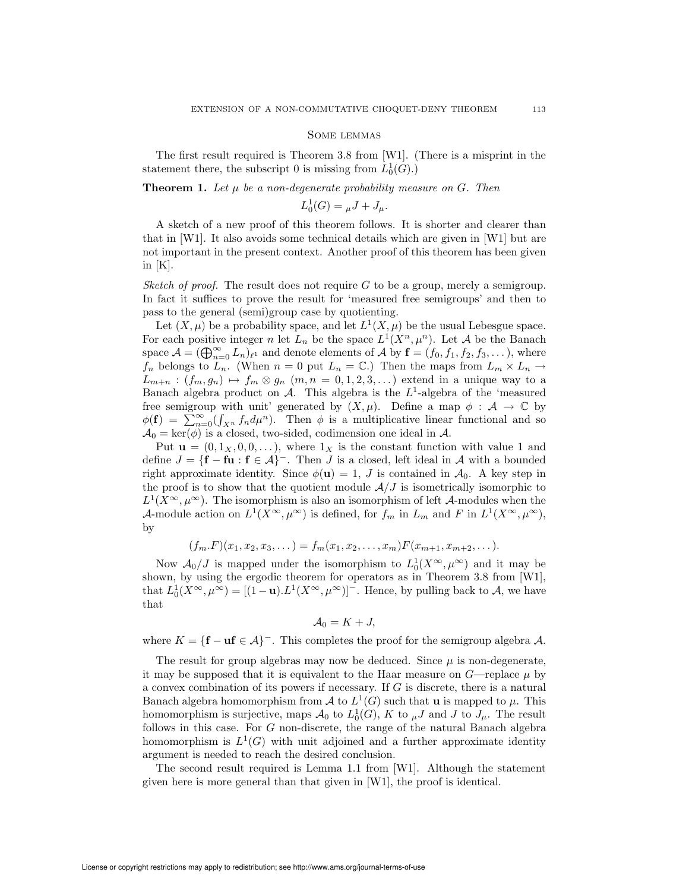## Some lemmas

The first result required is Theorem 3.8 from [W1]. (There is a misprint in the statement there, the subscript 0 is missing from $L_0^1(G)$.)

**Theorem 1.** *Let $\mu$ be a non-degenerate probability measure on $G$. Then*

$$L_0^1(G) = {}_\mu J + J_\mu.$$

A sketch of a new proof of this theorem follows. It is shorter and clearer than that in [W1]. It also avoids some technical details which are given in [W1] but are not important in the present context. Another proof of this theorem has been given in [K].

*Sketch of proof.* The result does not require $G$ to be a group, merely a semigroup. In fact it suffices to prove the result for 'measured free semigroups' and then to pass to the general (semi)group case by quotienting.

Let $(X, \mu)$ be a probability space, and let $L^1(X, \mu)$ be the usual Lebesgue space. For each positive integer $n$ let $L_n$ be the space $L^1(X^n, \mu^n)$. Let $\mathcal{A}$ be the Banach space $\mathcal{A} = (\bigoplus_{n=0}^\infty L_n)_{\ell^1}$ and denote elements of $\mathcal{A}$ by $\mathbf{f} = (f_0, f_1, f_2, f_3, \dots)$, where $f_n$ belongs to $L_n$. (When $n = 0$ put $L_n = \mathbb{C}$.) Then the maps from $L_m \times L_n \to L_{m+n} : (f_m, g_n) \mapsto f_m \otimes g_n$ $(m, n = 0, 1, 2, 3, \dots)$ extend in a unique way to a Banach algebra product on $\mathcal{A}$. This algebra is the $L^1$-algebra of the 'measured free semigroup with unit' generated by $(X, \mu)$. Define a map $\phi : \mathcal{A} \to \mathbb{C}$ by $\phi(\mathbf{f}) = \sum_{n=0}^\infty (\int_{X^n} f_n d\mu^n)$. Then $\phi$ is a multiplicative linear functional and so $\mathcal{A}_0 = \ker(\phi)$ is a closed, two-sided, codimension one ideal in $\mathcal{A}$.

Put $\mathbf{u} = (0, 1_X, 0, 0, \dots)$, where $1_X$ is the constant function with value 1 and define $J = \{\mathbf{f} - \mathbf{fu} : \mathbf{f} \in \mathcal{A}\}^-$. Then $J$ is a closed, left ideal in $\mathcal{A}$ with a bounded right approximate identity. Since $\phi(\mathbf{u}) = 1$, $J$ is contained in $\mathcal{A}_0$. A key step in the proof is to show that the quotient module $\mathcal{A}/J$ is isometrically isomorphic to $L^1(X^\infty, \mu^\infty)$. The isomorphism is also an isomorphism of left $\mathcal{A}$-modules when the $\mathcal{A}$-module action on $L^1(X^\infty, \mu^\infty)$ is defined, for $f_m$ in $L_m$ and $F$ in $L^1(X^\infty, \mu^\infty)$, by

$$(f_m.F)(x_1, x_2, x_3, \dots) = f_m(x_1, x_2, \dots, x_m) F(x_{m+1}, x_{m+2}, \dots).$$

Now $\mathcal{A}_0/J$ is mapped under the isomorphism to $L_0^1(X^\infty, \mu^\infty)$ and it may be shown, by using the ergodic theorem for operators as in Theorem 3.8 from [W1], that $L_0^1(X^\infty, \mu^\infty) = [(1 - \mathbf{u}).L^1(X^\infty, \mu^\infty)]^-$. Hence, by pulling back to $\mathcal{A}$, we have that

$$\mathcal{A}_0 = K + J,$$

where $K = \{\mathbf{f} - \mathbf{uf} \in \mathcal{A}\}^-$. This completes the proof for the semigroup algebra $\mathcal{A}$.

The result for group algebras may now be deduced. Since $\mu$ is non-degenerate, it may be supposed that it is equivalent to the Haar measure on $G$—replace $\mu$ by a convex combination of its powers if necessary. If $G$ is discrete, there is a natural Banach algebra homomorphism from $\mathcal{A}$ to $L^1(G)$ such that $\mathbf{u}$ is mapped to $\mu$. This homomorphism is surjective, maps $\mathcal{A}_0$ to $L_0^1(G)$, $K$ to ${}_\mu J$ and $J$ to $J_\mu$. The result follows in this case. For $G$ non-discrete, the range of the natural Banach algebra homomorphism is $L^1(G)$ with unit adjoined and a further approximate identity argument is needed to reach the desired conclusion.

The second result required is Lemma 1.1 from [W1]. Although the statement given here is more general than that given in [W1], the proof is identical.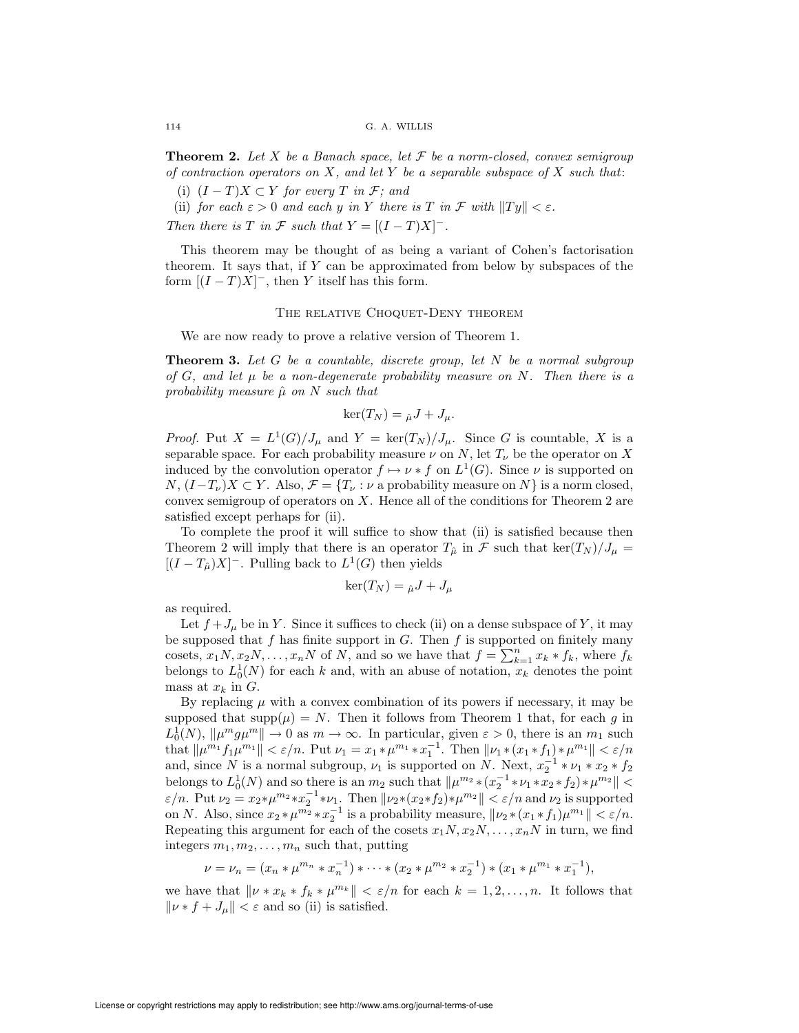**Theorem 2.** *Let $X$ be a Banach space, let $\mathcal{F}$ be a norm-closed, convex semigroup of contraction operators on $X$, and let $Y$ be a separable subspace of $X$ such that*:

(i) $(I - T)X \subset Y$ *for every $T$ in $\mathcal{F}$; and*

(ii) *for each $\varepsilon > 0$ and each $y$ in $Y$ there is $T$ in $\mathcal{F}$ with $\|Ty\| < \varepsilon$.*

*Then there is $T$ in $\mathcal{F}$ such that $Y = [(I - T)X]^{-}$.*

This theorem may be thought of as being a variant of Cohen's factorisation theorem. It says that, if $Y$ can be approximated from below by subspaces of the form $[(I - T)X]^{-}$, then $Y$ itself has this form.

## The relative Choquet-Deny theorem

We are now ready to prove a relative version of Theorem 1.

**Theorem 3.** *Let $G$ be a countable, discrete group, let $N$ be a normal subgroup of $G$, and let $\mu$ be a non-degenerate probability measure on $N$. Then there is a probability measure $\hat{\mu}$ on $N$ such that*

$$\ker(T_N) = {}_{\hat{\mu}}J + J_{\mu}.$$

*Proof.* Put $X = L^1(G)/J_\mu$ and $Y = \ker(T_N)/J_\mu$. Since $G$ is countable, $X$ is a separable space. For each probability measure $\nu$ on $N$, let $T_\nu$ be the operator on $X$ induced by the convolution operator $f \mapsto \nu * f$ on $L^1(G)$. Since $\nu$ is supported on $N$, $(I - T_\nu)X \subset Y$. Also, $\mathcal{F} = \{T_\nu : \nu \text{ a probability measure on } N\}$ is a norm closed, convex semigroup of operators on $X$. Hence all of the conditions for Theorem 2 are satisfied except perhaps for (ii).

To complete the proof it will suffice to show that (ii) is satisfied because then Theorem 2 will imply that there is an operator $T_{\hat{\mu}}$ in $\mathcal{F}$ such that $\ker(T_N)/J_\mu = [(I - T_{\hat{\mu}})X]^{-}$. Pulling back to $L^1(G)$ then yields

$$\ker(T_N) = {}_{\hat{\mu}}J + J_{\mu}$$

as required.

Let $f + J_\mu$ be in $Y$. Since it suffices to check (ii) on a dense subspace of $Y$, it may be supposed that $f$ has finite support in $G$. Then $f$ is supported on finitely many cosets, $x_1N, x_2N, \ldots, x_nN$ of $N$, and so we have that $f = \sum_{k=1}^{n} x_k * f_k$, where $f_k$ belongs to $L_0^1(N)$ for each $k$ and, with an abuse of notation, $x_k$ denotes the point mass at $x_k$ in $G$.

By replacing $\mu$ with a convex combination of its powers if necessary, it may be supposed that $\text{supp}(\mu) = N$. Then it follows from Theorem 1 that, for each $g$ in $L_0^1(N)$, $\|\mu^m g \mu^m\| \to 0$ as $m \to \infty$. In particular, given $\varepsilon > 0$, there is an $m_1$ such that $\|\mu^{m_1} f_1 \mu^{m_1}\| < \varepsilon/n$. Put $\nu_1 = x_1 * \mu^{m_1} * x_1^{-1}$. Then $\|\nu_1 * (x_1 * f_1) * \mu^{m_1}\| < \varepsilon/n$ and, since $N$ is a normal subgroup, $\nu_1$ is supported on $N$. Next, $x_2^{-1} * \nu_1 * x_2 * f_2$ belongs to $L_0^1(N)$ and so there is an $m_2$ such that $\|\mu^{m_2} * (x_2^{-1} * \nu_1 * x_2 * f_2) * \mu^{m_2}\| < \varepsilon/n$. Put $\nu_2 = x_2 * \mu^{m_2} * x_2^{-1} * \nu_1$. Then $\|\nu_2 * (x_2 * f_2) * \mu^{m_2}\| < \varepsilon/n$ and $\nu_2$ is supported on $N$. Also, since $x_2 * \mu^{m_2} * x_2^{-1}$ is a probability measure, $\|\nu_2 * (x_1 * f_1)\mu^{m_1}\| < \varepsilon/n$. Repeating this argument for each of the cosets $x_1N, x_2N, \ldots, x_nN$ in turn, we find integers $m_1, m_2, \ldots, m_n$ such that, putting

$$\nu = \nu_n = (x_n * \mu^{m_n} * x_n^{-1}) * \cdots * (x_2 * \mu^{m_2} * x_2^{-1}) * (x_1 * \mu^{m_1} * x_1^{-1}),$$

we have that $\|\nu * x_k * f_k * \mu^{m_k}\| < \varepsilon/n$ for each $k = 1, 2, \ldots, n$. It follows that $\|\nu * f + J_\mu\| < \varepsilon$ and so (ii) is satisfied.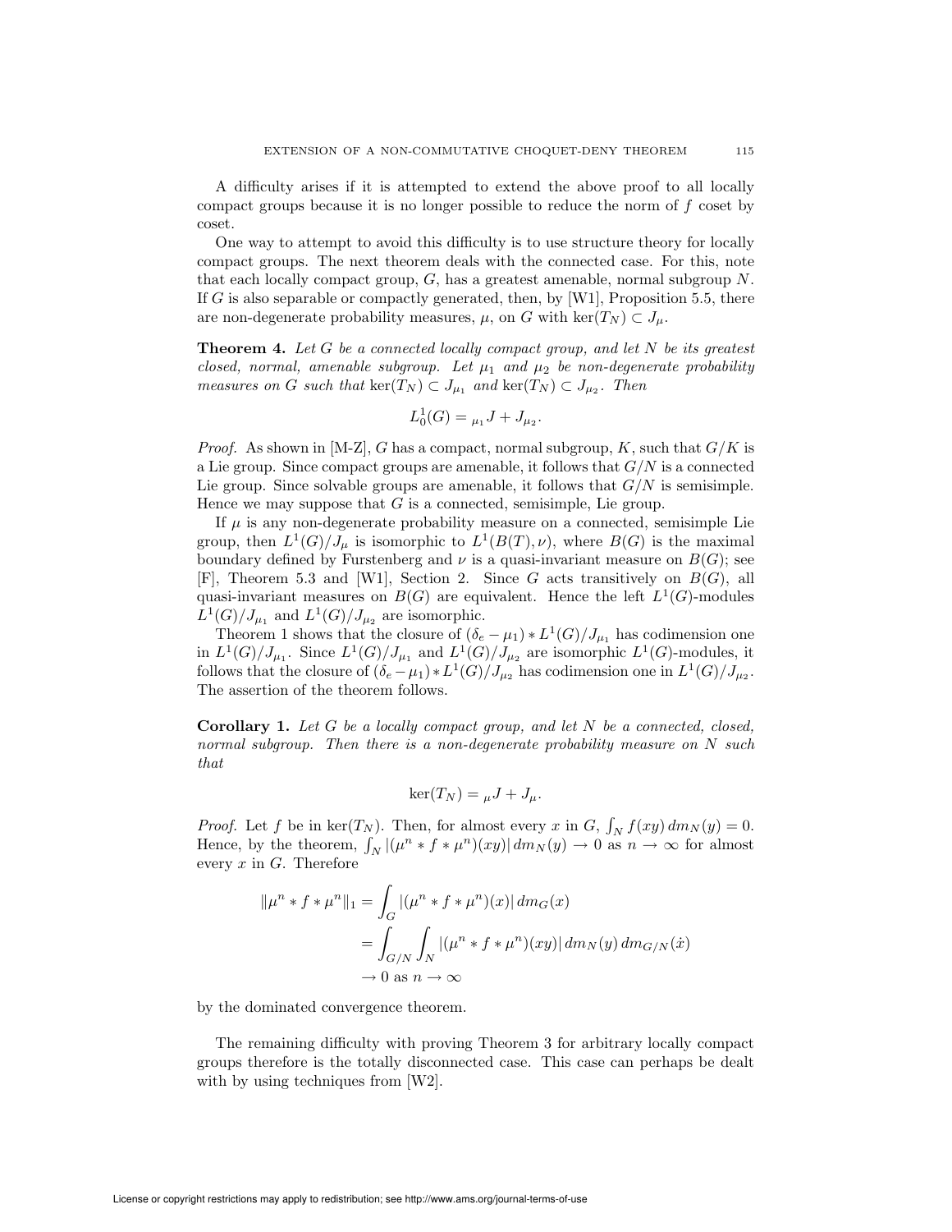A difficulty arises if it is attempted to extend the above proof to all locally compact groups because it is no longer possible to reduce the norm of $f$ coset by coset.

One way to attempt to avoid this difficulty is to use structure theory for locally compact groups. The next theorem deals with the connected case. For this, note that each locally compact group, $G$, has a greatest amenable, normal subgroup $N$. If $G$ is also separable or compactly generated, then, by [W1], Proposition 5.5, there are non-degenerate probability measures, $\mu$, on $G$ with $\ker(T_N) \subset J_\mu$.

**Theorem 4.** *Let $G$ be a connected locally compact group, and let $N$ be its greatest closed, normal, amenable subgroup. Let $\mu_1$ and $\mu_2$ be non-degenerate probability measures on $G$ such that $\ker(T_N) \subset J_{\mu_1}$ and $\ker(T_N) \subset J_{\mu_2}$. Then*

$$L_0^1(G) = {}_{\mu_1}J + J_{\mu_2}.$$

*Proof.* As shown in [M-Z], $G$ has a compact, normal subgroup, $K$, such that $G/K$ is a Lie group. Since compact groups are amenable, it follows that $G/N$ is a connected Lie group. Since solvable groups are amenable, it follows that $G/N$ is semisimple. Hence we may suppose that $G$ is a connected, semisimple, Lie group.

If $\mu$ is any non-degenerate probability measure on a connected, semisimple Lie group, then $L^1(G)/J_\mu$ is isomorphic to $L^1(B(T), \nu)$, where $B(G)$ is the maximal boundary defined by Furstenberg and $\nu$ is a quasi-invariant measure on $B(G)$; see [F], Theorem 5.3 and [W1], Section 2. Since $G$ acts transitively on $B(G)$, all quasi-invariant measures on $B(G)$ are equivalent. Hence the left $L^1(G)$-modules $L^1(G)/J_{\mu_1}$ and $L^1(G)/J_{\mu_2}$ are isomorphic.

Theorem 1 shows that the closure of $(\delta_e - \mu_1) * L^1(G)/J_{\mu_1}$ has codimension one in $L^1(G)/J_{\mu_1}$. Since $L^1(G)/J_{\mu_1}$ and $L^1(G)/J_{\mu_2}$ are isomorphic $L^1(G)$-modules, it follows that the closure of $(\delta_e - \mu_1) * L^1(G)/J_{\mu_2}$ has codimension one in $L^1(G)/J_{\mu_2}$. The assertion of the theorem follows.

**Corollary 1.** *Let $G$ be a locally compact group, and let $N$ be a connected, closed, normal subgroup. Then there is a non-degenerate probability measure on $N$ such that*

$$\ker(T_N) = {}_{\mu}J + J_\mu.$$

*Proof.* Let $f$ be in $\ker(T_N)$. Then, for almost every $x$ in $G$, $\int_N f(xy)\, dm_N(y) = 0$. Hence, by the theorem, $\int_N |(\mu^n * f * \mu^n)(xy)|\, dm_N(y) \to 0$ as $n \to \infty$ for almost every $x$ in $G$. Therefore

$$\begin{aligned}
\|\mu^n * f * \mu^n\|_1 &= \int_G |(\mu^n * f * \mu^n)(x)|\, dm_G(x) \\
&= \int_{G/N} \int_N |(\mu^n * f * \mu^n)(xy)|\, dm_N(y)\, dm_{G/N}(\dot{x}) \\
&\to 0 \text{ as } n \to \infty
\end{aligned}$$

by the dominated convergence theorem.

The remaining difficulty with proving Theorem 3 for arbitrary locally compact groups therefore is the totally disconnected case. This case can perhaps be dealt with by using techniques from [W2].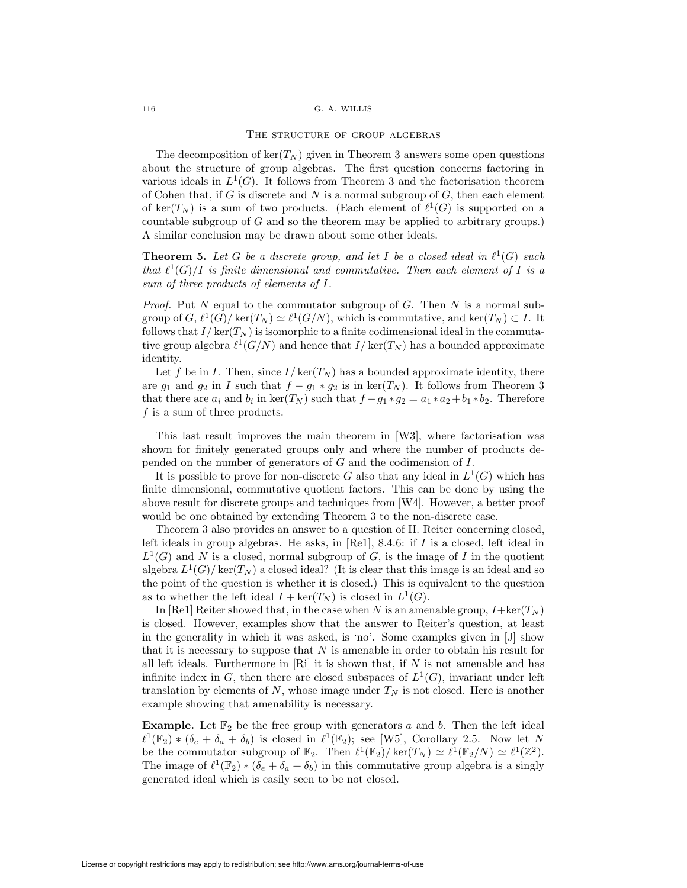## The structure of group algebras

The decomposition of $\ker(T_N)$ given in Theorem 3 answers some open questions about the structure of group algebras. The first question concerns factoring in various ideals in $L^1(G)$. It follows from Theorem 3 and the factorisation theorem of Cohen that, if $G$ is discrete and $N$ is a normal subgroup of $G$, then each element of $\ker(T_N)$ is a sum of two products. (Each element of $\ell^1(G)$ is supported on a countable subgroup of $G$ and so the theorem may be applied to arbitrary groups.) A similar conclusion may be drawn about some other ideals.

**Theorem 5.** *Let $G$ be a discrete group, and let $I$ be a closed ideal in $\ell^1(G)$ such that $\ell^1(G)/I$ is finite dimensional and commutative. Then each element of $I$ is a sum of three products of elements of $I$.*

*Proof.* Put $N$ equal to the commutator subgroup of $G$. Then $N$ is a normal subgroup of $G$, $\ell^1(G)/\ker(T_N) \simeq \ell^1(G/N)$, which is commutative, and $\ker(T_N) \subset I$. It follows that $I/\ker(T_N)$ is isomorphic to a finite codimensional ideal in the commutative group algebra $\ell^1(G/N)$ and hence that $I/\ker(T_N)$ has a bounded approximate identity.

Let $f$ be in $I$. Then, since $I/\ker(T_N)$ has a bounded approximate identity, there are $g_1$ and $g_2$ in $I$ such that $f - g_1 * g_2$ is in $\ker(T_N)$. It follows from Theorem 3 that there are $a_i$ and $b_i$ in $\ker(T_N)$ such that $f - g_1 * g_2 = a_1 * a_2 + b_1 * b_2$. Therefore $f$ is a sum of three products.

This last result improves the main theorem in [W3], where factorisation was shown for finitely generated groups only and where the number of products depended on the number of generators of $G$ and the codimension of $I$.

It is possible to prove for non-discrete $G$ also that any ideal in $L^1(G)$ which has finite dimensional, commutative quotient factors. This can be done by using the above result for discrete groups and techniques from [W4]. However, a better proof would be one obtained by extending Theorem 3 to the non-discrete case.

Theorem 3 also provides an answer to a question of H. Reiter concerning closed, left ideals in group algebras. He asks, in [Re1], 8.4.6: if $I$ is a closed, left ideal in $L^1(G)$ and $N$ is a closed, normal subgroup of $G$, is the image of $I$ in the quotient algebra $L^1(G)/\ker(T_N)$ a closed ideal? (It is clear that this image is an ideal and so the point of the question is whether it is closed.) This is equivalent to the question as to whether the left ideal $I + \ker(T_N)$ is closed in $L^1(G)$.

In [Re1] Reiter showed that, in the case when $N$ is an amenable group, $I + \ker(T_N)$ is closed. However, examples show that the answer to Reiter's question, at least in the generality in which it was asked, is 'no'. Some examples given in [J] show that it is necessary to suppose that $N$ is amenable in order to obtain his result for all left ideals. Furthermore in [Ri] it is shown that, if $N$ is not amenable and has infinite index in $G$, then there are closed subspaces of $L^1(G)$, invariant under left translation by elements of $N$, whose image under $T_N$ is not closed. Here is another example showing that amenability is necessary.

**Example.** Let $\mathbb{F}_2$ be the free group with generators $a$ and $b$. Then the left ideal $\ell^1(\mathbb{F}_2) * (\delta_e + \delta_a + \delta_b)$ is closed in $\ell^1(\mathbb{F}_2)$; see [W5], Corollary 2.5. Now let $N$ be the commutator subgroup of $\mathbb{F}_2$. Then $\ell^1(\mathbb{F}_2)/\ker(T_N) \simeq \ell^1(\mathbb{F}_2/N) \simeq \ell^1(\mathbb{Z}^2)$. The image of $\ell^1(\mathbb{F}_2) * (\delta_e + \delta_a + \delta_b)$ in this commutative group algebra is a singly generated ideal which is easily seen to be not closed.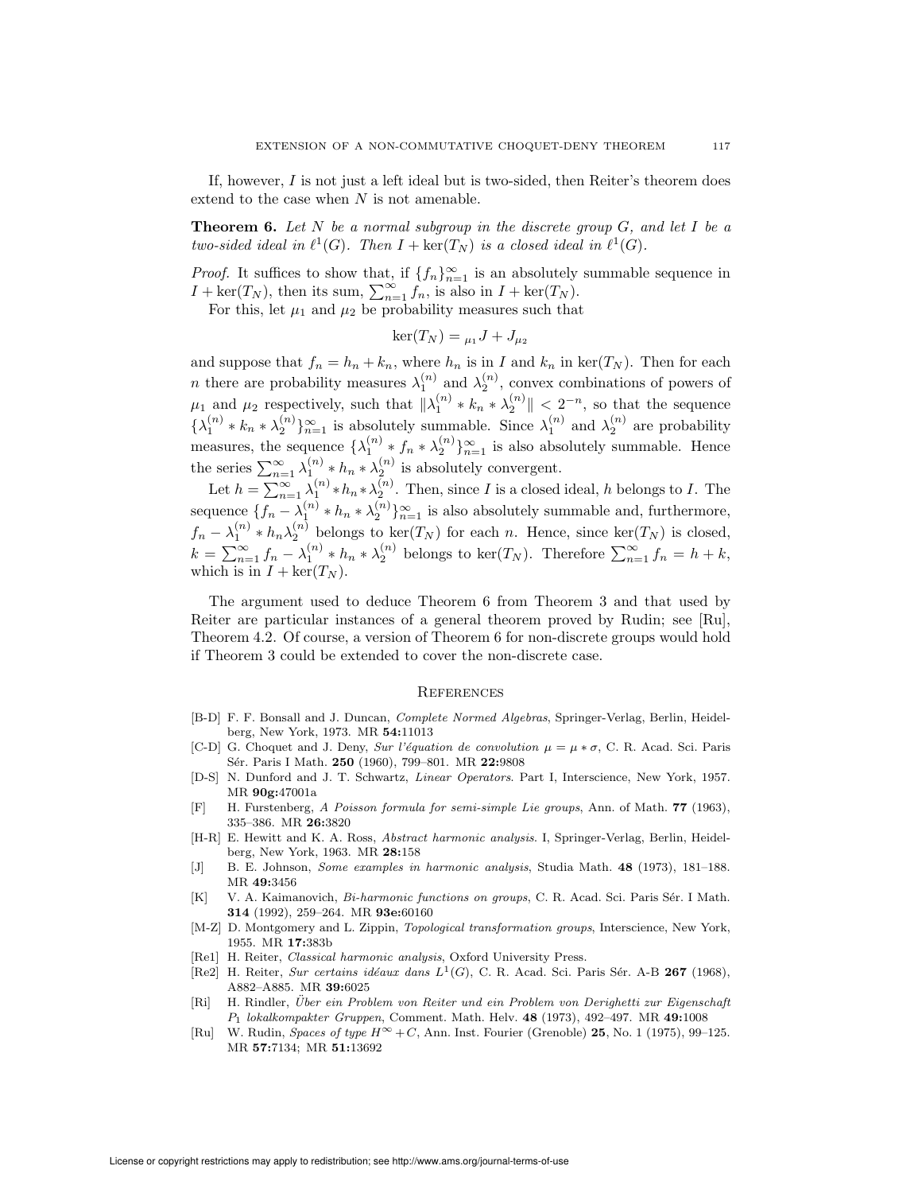If, however, $I$ is not just a left ideal but is two-sided, then Reiter's theorem does extend to the case when $N$ is not amenable.

**Theorem 6.** *Let $N$ be a normal subgroup in the discrete group $G$, and let $I$ be a two-sided ideal in $\ell^1(G)$. Then $I + \ker(T_N)$ is a closed ideal in $\ell^1(G)$.*

*Proof.* It suffices to show that, if $\{f_n\}_{n=1}^{\infty}$ is an absolutely summable sequence in $I + \ker(T_N)$, then its sum, $\sum_{n=1}^{\infty} f_n$, is also in $I + \ker(T_N)$.

For this, let $\mu_1$ and $\mu_2$ be probability measures such that

$$\ker(T_N) = {}_{\mu_1}J + J_{\mu_2}$$

and suppose that $f_n = h_n + k_n$, where $h_n$ is in $I$ and $k_n$ in $\ker(T_N)$. Then for each $n$ there are probability measures $\lambda_1^{(n)}$ and $\lambda_2^{(n)}$, convex combinations of powers of $\mu_1$ and $\mu_2$ respectively, such that $\|\lambda_1^{(n)} * k_n * \lambda_2^{(n)}\| < 2^{-n}$, so that the sequence $\{\lambda_1^{(n)} * k_n * \lambda_2^{(n)}\}_{n=1}^{\infty}$ is absolutely summable. Since $\lambda_1^{(n)}$ and $\lambda_2^{(n)}$ are probability measures, the sequence $\{\lambda_1^{(n)} * f_n * \lambda_2^{(n)}\}_{n=1}^{\infty}$ is also absolutely summable. Hence the series $\sum_{n=1}^{\infty} \lambda_1^{(n)} * h_n * \lambda_2^{(n)}$ is absolutely convergent.

Let $h = \sum_{n=1}^{\infty} \lambda_1^{(n)} * h_n * \lambda_2^{(n)}$. Then, since $I$ is a closed ideal, $h$ belongs to $I$. The sequence $\{f_n - \lambda_1^{(n)} * h_n * \lambda_2^{(n)}\}_{n=1}^{\infty}$ is also absolutely summable and, furthermore, $f_n - \lambda_1^{(n)} * h_n \lambda_2^{(n)}$ belongs to $\ker(T_N)$ for each $n$. Hence, since $\ker(T_N)$ is closed, $k = \sum_{n=1}^{\infty} f_n - \lambda_1^{(n)} * h_n * \lambda_2^{(n)}$ belongs to $\ker(T_N)$. Therefore $\sum_{n=1}^{\infty} f_n = h + k$, which is in $I + \ker(T_N)$.

The argument used to deduce Theorem 6 from Theorem 3 and that used by Reiter are particular instances of a general theorem proved by Rudin; see [Ru], Theorem 4.2. Of course, a version of Theorem 6 for non-discrete groups would hold if Theorem 3 could be extended to cover the non-discrete case.

## References

- [B-D] F. F. Bonsall and J. Duncan, *Complete Normed Algebras*, Springer-Verlag, Berlin, Heidelberg, New York, 1973. MR **54:**11013
- [C-D] G. Choquet and J. Deny, *Sur l'équation de convolution $\mu = \mu * \sigma$*, C. R. Acad. Sci. Paris Sér. Paris I Math. **250** (1960), 799–801. MR **22:**9808
- [D-S] N. Dunford and J. T. Schwartz, *Linear Operators*. Part I, Interscience, New York, 1957. MR **90g:**47001a
- [F] H. Furstenberg, *A Poisson formula for semi-simple Lie groups*, Ann. of Math. **77** (1963), 335–386. MR **26:**3820
- [H-R] E. Hewitt and K. A. Ross, *Abstract harmonic analysis*. I, Springer-Verlag, Berlin, Heidelberg, New York, 1963. MR **28:**158
- [J] B. E. Johnson, *Some examples in harmonic analysis*, Studia Math. **48** (1973), 181–188. MR **49:**3456
- [K] V. A. Kaimanovich, *Bi-harmonic functions on groups*, C. R. Acad. Sci. Paris Sér. I Math. **314** (1992), 259–264. MR **93e:**60160
- [M-Z] D. Montgomery and L. Zippin, *Topological transformation groups*, Interscience, New York, 1955. MR **17:**383b
- [Re1] H. Reiter, *Classical harmonic analysis*, Oxford University Press.
- [Re2] H. Reiter, *Sur certains idéaux dans $L^1(G)$*, C. R. Acad. Sci. Paris Sér. A-B **267** (1968), A882–A885. MR **39:**6025
- [Ri] H. Rindler, *Über ein Problem von Reiter und ein Problem von Derighetti zur Eigenschaft $P_1$ lokalkompakter Gruppen*, Comment. Math. Helv. **48** (1973), 492–497. MR **49:**1008
- [Ru] W. Rudin, *Spaces of type $H^\infty + C$*, Ann. Inst. Fourier (Grenoble) **25**, No. 1 (1975), 99–125. MR **57:**7134; MR **51:**13692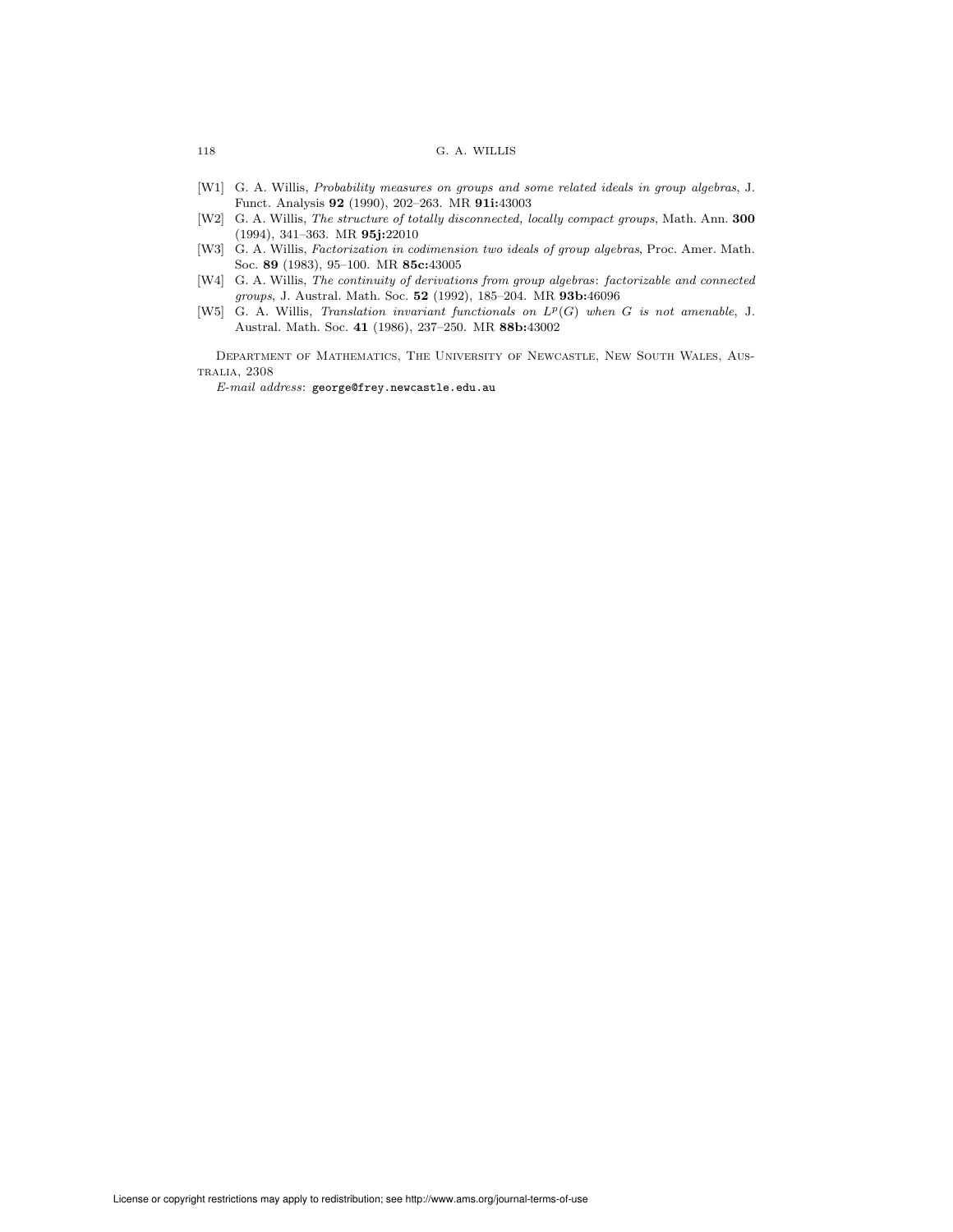[W1] G. A. Willis, *Probability measures on groups and some related ideals in group algebras*, J. Funct. Analysis **92** (1990), 202–263. MR **91i:**43003

[W2] G. A. Willis, *The structure of totally disconnected, locally compact groups*, Math. Ann. **300** (1994), 341–363. MR **95j:**22010

[W3] G. A. Willis, *Factorization in codimension two ideals of group algebras*, Proc. Amer. Math. Soc. **89** (1983), 95–100. MR **85c:**43005

[W4] G. A. Willis, *The continuity of derivations from group algebras: factorizable and connected groups*, J. Austral. Math. Soc. **52** (1992), 185–204. MR **93b:**46096

[W5] G. A. Willis, *Translation invariant functionals on $L^p(G)$ when $G$ is not amenable*, J. Austral. Math. Soc. **41** (1986), 237–250. MR **88b:**43002

Department of Mathematics, The University of Newcastle, New South Wales, Australia, 2308

*E-mail address*: `george@frey.newcastle.edu.au`